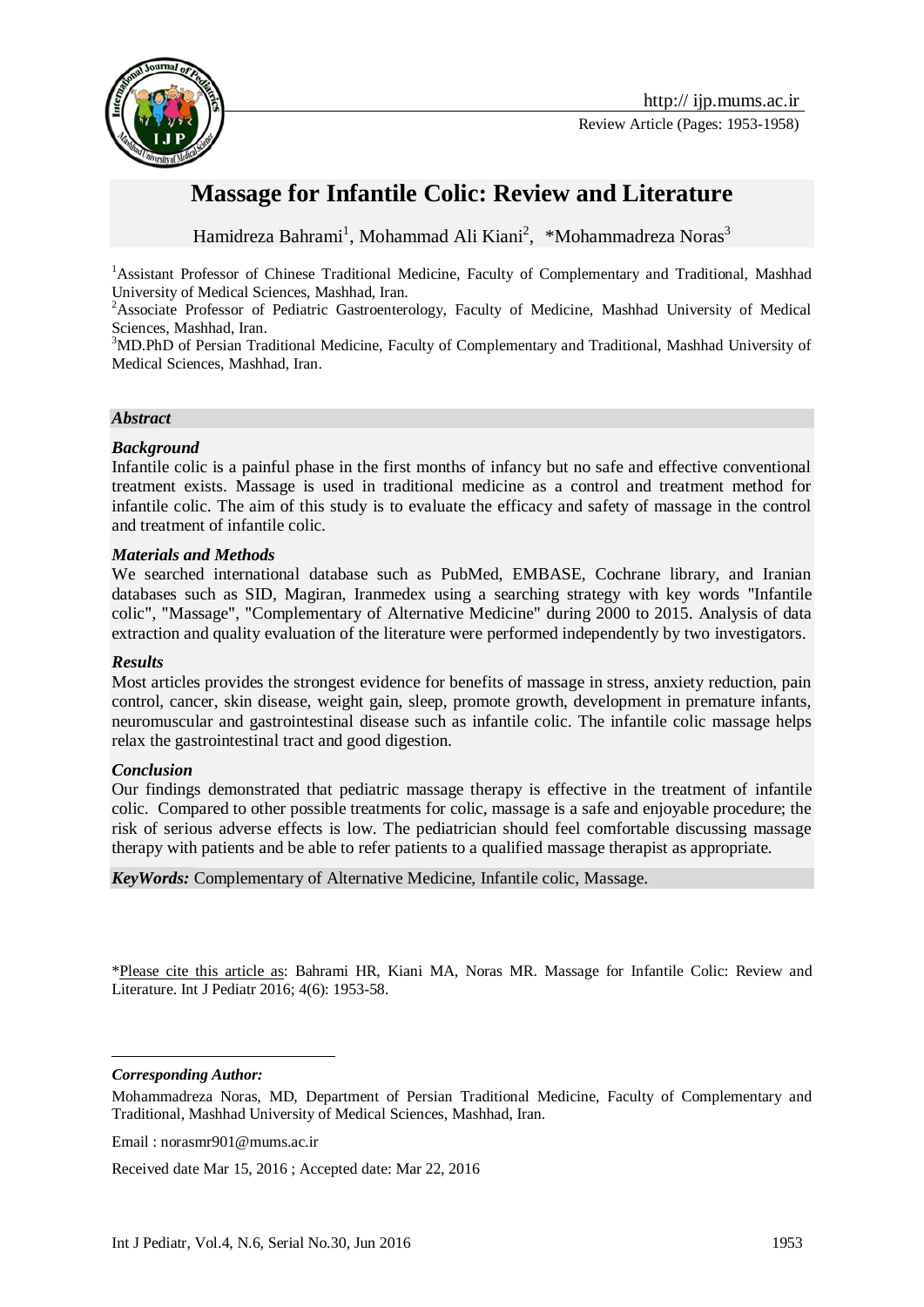Review Article (Pages: 1953-1958)

# Massage for Infantile Colic: Review and Literature

Hamidreza Bahrami[1], Mohammad Ali Kiani[2], *Mohammadreza Noras[3]

[1]Assistant Professor of Chinese Traditional Medicine, Faculty of Complementary and Traditional, Mashhad University of Medical Sciences, Mashhad, Iran.

[2]Associate Professor of Pediatric Gastroenterology, Faculty of Medicine, Mashhad University of Medical Sciences, Mashhad, Iran.

[3]MD.PhD of Persian Traditional Medicine, Faculty of Complementary and Traditional, Mashhad University of Medical Sciences, Mashhad, Iran.

### *Abstract*

#### *Background*

Infantile colic is a painful phase in the first months of infancy but no safe and effective conventional treatment exists. Massage is used in traditional medicine as a control and treatment method for infantile colic. The aim of this study is to evaluate the efficacy and safety of massage in the control and treatment of infantile colic.

#### *Materials and Methods*

We searched international database such as PubMed, EMBASE, Cochrane library, and Iranian databases such as SID, Magiran, Iranmedex using a searching strategy with key words "Infantile colic", "Massage", "Complementary of Alternative Medicine" during 2000 to 2015. Analysis of data extraction and quality evaluation of the literature were performed independently by two investigators.

#### *Results*

Most articles provides the strongest evidence for benefits of massage in stress, anxiety reduction, pain control, cancer, skin disease, weight gain, sleep, promote growth, development in premature infants, neuromuscular and gastrointestinal disease such as infantile colic. The infantile colic massage helps relax the gastrointestinal tract and good digestion.

#### *Conclusion*

Our findings demonstrated that pediatric massage therapy is effective in the treatment of infantile colic. Compared to other possible treatments for colic, massage is a safe and enjoyable procedure; the risk of serious adverse effects is low. The pediatrician should feel comfortable discussing massage therapy with patients and be able to refer patients to a qualified massage therapist as appropriate.

***KeyWords:*** Complementary of Alternative Medicine, Infantile colic, Massage.

*Please cite this article as: Bahrami HR, Kiani MA, Noras MR. Massage for Infantile Colic: Review and Literature. Int J Pediatr 2016; 4(6): 1953-58.

---

***Corresponding Author:***

Mohammadreza Noras, MD, Department of Persian Traditional Medicine, Faculty of Complementary and Traditional, Mashhad University of Medical Sciences, Mashhad, Iran.

Email : norasmr901@mums.ac.ir

Received date Mar 15, 2016 ; Accepted date: Mar 22, 2016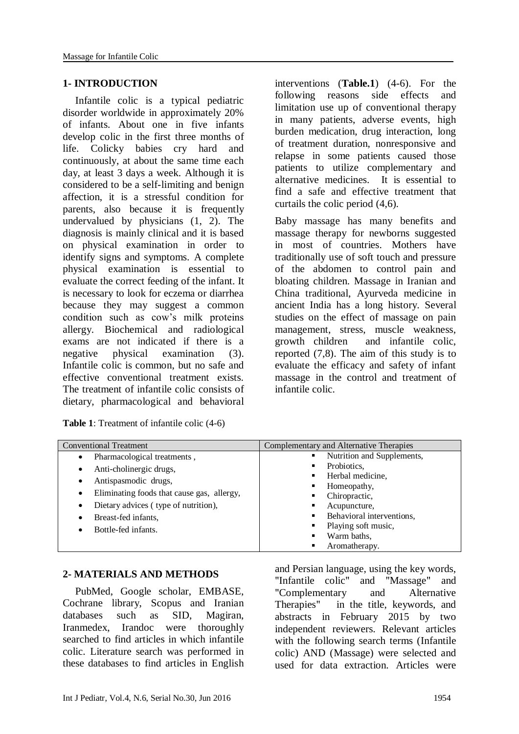## 1- INTRODUCTION

Infantile colic is a typical pediatric disorder worldwide in approximately 20% of infants. About one in five infants develop colic in the first three months of life. Colicky babies cry hard and continuously, at about the same time each day, at least 3 days a week. Although it is considered to be a self-limiting and benign affection, it is a stressful condition for parents, also because it is frequently undervalued by physicians (1, 2). The diagnosis is mainly clinical and it is based on physical examination in order to identify signs and symptoms. A complete physical examination is essential to evaluate the correct feeding of the infant. It is necessary to look for eczema or diarrhea because they may suggest a common condition such as cow's milk proteins allergy. Biochemical and radiological exams are not indicated if there is a negative physical examination (3). Infantile colic is common, but no safe and effective conventional treatment exists. The treatment of infantile colic consists of dietary, pharmacological and behavioral interventions (**Table.1**) (4-6). For the following reasons side effects and limitation use up of conventional therapy in many patients, adverse events, high burden medication, drug interaction, long of treatment duration, nonresponsive and relapse in some patients caused those patients to utilize complementary and alternative medicines. It is essential to find a safe and effective treatment that curtails the colic period (4,6).

Baby massage has many benefits and massage therapy for newborns suggested in most of countries. Mothers have traditionally use of soft touch and pressure of the abdomen to control pain and bloating children. Massage in Iranian and China traditional, Ayurveda medicine in ancient India has a long history. Several studies on the effect of massage on pain management, stress, muscle weakness, growth children and infantile colic, reported (7,8). The aim of this study is to evaluate the efficacy and safety of infant massage in the control and treatment of infantile colic.

**Table 1**: Treatment of infantile colic (4-6)

| Conventional Treatment | Complementary and Alternative Therapies |
|---|---|
| • Pharmacological treatments ,<br>• Anti-cholinergic drugs,<br>• Antispasmodic drugs,<br>• Eliminating foods that cause gas, allergy,<br>• Dietary advices ( type of nutrition),<br>• Breast-fed infants,<br>• Bottle-fed infants. | ▪ Nutrition and Supplements,<br>▪ Probiotics,<br>▪ Herbal medicine,<br>▪ Homeopathy,<br>▪ Chiropractic,<br>▪ Acupuncture,<br>▪ Behavioral interventions,<br>▪ Playing soft music,<br>▪ Warm baths,<br>▪ Aromatherapy. |

## 2- MATERIALS AND METHODS

PubMed, Google scholar, EMBASE, Cochrane library, Scopus and Iranian databases such as SID, Magiran, Iranmedex, Irandoc were thoroughly searched to find articles in which infantile colic. Literature search was performed in these databases to find articles in English and Persian language, using the key words, "Infantile colic" and "Massage" and "Complementary and Alternative Therapies" in the title, keywords, and abstracts in February 2015 by two independent reviewers. Relevant articles with the following search terms (Infantile colic) AND (Massage) were selected and used for data extraction. Articles were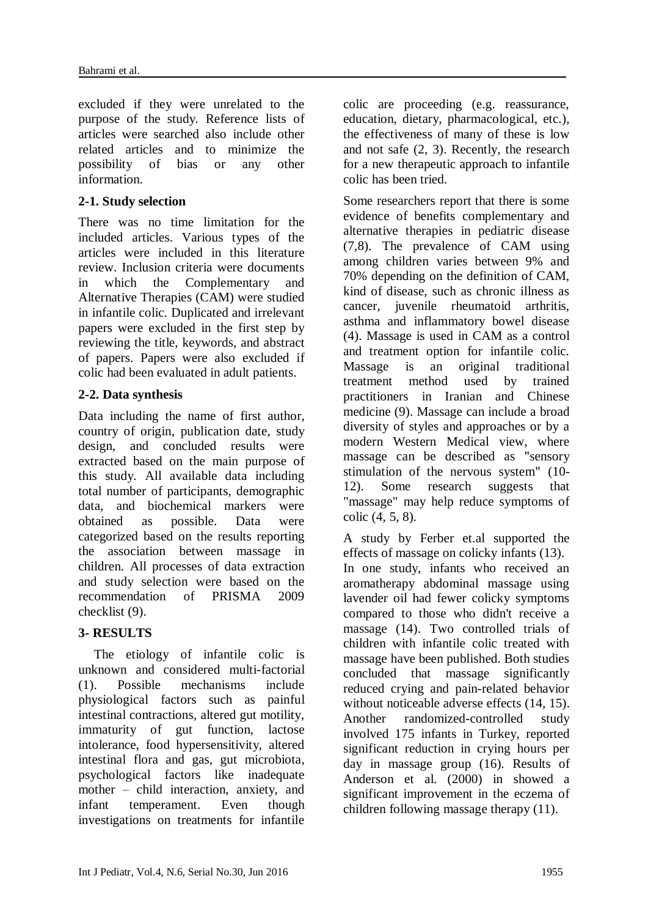excluded if they were unrelated to the purpose of the study. Reference lists of articles were searched also include other related articles and to minimize the possibility of bias or any other information.

### 2-1. Study selection

There was no time limitation for the included articles. Various types of the articles were included in this literature review. Inclusion criteria were documents in which the Complementary and Alternative Therapies (CAM) were studied in infantile colic. Duplicated and irrelevant papers were excluded in the first step by reviewing the title, keywords, and abstract of papers. Papers were also excluded if colic had been evaluated in adult patients.

### 2-2. Data synthesis

Data including the name of first author, country of origin, publication date, study design, and concluded results were extracted based on the main purpose of this study. All available data including total number of participants, demographic data, and biochemical markers were obtained as possible. Data were categorized based on the results reporting the association between massage in children. All processes of data extraction and study selection were based on the recommendation of PRISMA 2009 checklist (9).

## 3- RESULTS

The etiology of infantile colic is unknown and considered multi-factorial (1). Possible mechanisms include physiological factors such as painful intestinal contractions, altered gut motility, immaturity of gut function, lactose intolerance, food hypersensitivity, altered intestinal flora and gas, gut microbiota, psychological factors like inadequate mother – child interaction, anxiety, and infant temperament. Even though investigations on treatments for infantile colic are proceeding (e.g. reassurance, education, dietary, pharmacological, etc.), the effectiveness of many of these is low and not safe (2, 3). Recently, the research for a new therapeutic approach to infantile colic has been tried.

Some researchers report that there is some evidence of benefits complementary and alternative therapies in pediatric disease (7,8). The prevalence of CAM using among children varies between 9% and 70% depending on the definition of CAM, kind of disease, such as chronic illness as cancer, juvenile rheumatoid arthritis, asthma and inflammatory bowel disease (4). Massage is used in CAM as a control and treatment option for infantile colic. Massage is an original traditional treatment method used by trained practitioners in Iranian and Chinese medicine (9). Massage can include a broad diversity of styles and approaches or by a modern Western Medical view, where massage can be described as "sensory stimulation of the nervous system" (10-12). Some research suggests that "massage" may help reduce symptoms of colic (4, 5, 8).

A study by Ferber et.al supported the effects of massage on colicky infants (13). In one study, infants who received an aromatherapy abdominal massage using lavender oil had fewer colicky symptoms compared to those who didn't receive a massage (14). Two controlled trials of children with infantile colic treated with massage have been published. Both studies concluded that massage significantly reduced crying and pain-related behavior without noticeable adverse effects (14, 15). Another randomized-controlled study involved 175 infants in Turkey, reported significant reduction in crying hours per day in massage group (16). Results of Anderson et al. (2000) in showed a significant improvement in the eczema of children following massage therapy (11).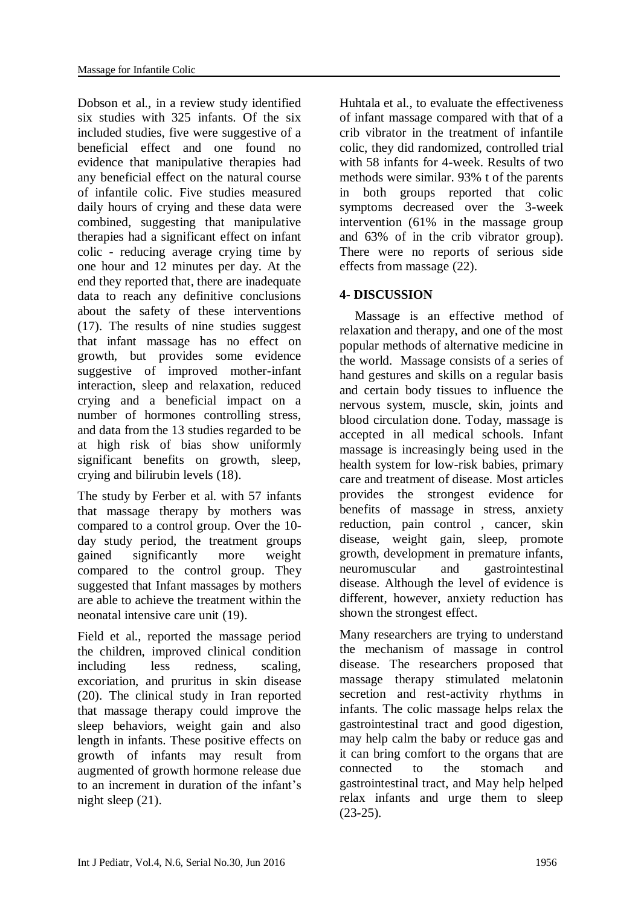Dobson et al., in a review study identified six studies with 325 infants. Of the six included studies, five were suggestive of a beneficial effect and one found no evidence that manipulative therapies had any beneficial effect on the natural course of infantile colic. Five studies measured daily hours of crying and these data were combined, suggesting that manipulative therapies had a significant effect on infant colic - reducing average crying time by one hour and 12 minutes per day. At the end they reported that, there are inadequate data to reach any definitive conclusions about the safety of these interventions (17). The results of nine studies suggest that infant massage has no effect on growth, but provides some evidence suggestive of improved mother-infant interaction, sleep and relaxation, reduced crying and a beneficial impact on a number of hormones controlling stress, and data from the 13 studies regarded to be at high risk of bias show uniformly significant benefits on growth, sleep, crying and bilirubin levels (18).

The study by Ferber et al. with 57 infants that massage therapy by mothers was compared to a control group. Over the 10-day study period, the treatment groups gained significantly more weight compared to the control group. They suggested that Infant massages by mothers are able to achieve the treatment within the neonatal intensive care unit (19).

Field et al., reported the massage period the children, improved clinical condition including less redness, scaling, excoriation, and pruritus in skin disease (20). The clinical study in Iran reported that massage therapy could improve the sleep behaviors, weight gain and also length in infants. These positive effects on growth of infants may result from augmented of growth hormone release due to an increment in duration of the infant's night sleep (21).

Huhtala et al., to evaluate the effectiveness of infant massage compared with that of a crib vibrator in the treatment of infantile colic, they did randomized, controlled trial with 58 infants for 4-week. Results of two methods were similar. 93% t of the parents in both groups reported that colic symptoms decreased over the 3-week intervention (61% in the massage group and 63% of in the crib vibrator group). There were no reports of serious side effects from massage (22).

## 4- DISCUSSION

Massage is an effective method of relaxation and therapy, and one of the most popular methods of alternative medicine in the world. Massage consists of a series of hand gestures and skills on a regular basis and certain body tissues to influence the nervous system, muscle, skin, joints and blood circulation done. Today, massage is accepted in all medical schools. Infant massage is increasingly being used in the health system for low-risk babies, primary care and treatment of disease. Most articles provides the strongest evidence for benefits of massage in stress, anxiety reduction, pain control , cancer, skin disease, weight gain, sleep, promote growth, development in premature infants, neuromuscular and gastrointestinal disease. Although the level of evidence is different, however, anxiety reduction has shown the strongest effect.

Many researchers are trying to understand the mechanism of massage in control disease. The researchers proposed that massage therapy stimulated melatonin secretion and rest-activity rhythms in infants. The colic massage helps relax the gastrointestinal tract and good digestion, may help calm the baby or reduce gas and it can bring comfort to the organs that are connected to the stomach and gastrointestinal tract, and May help helped relax infants and urge them to sleep (23-25).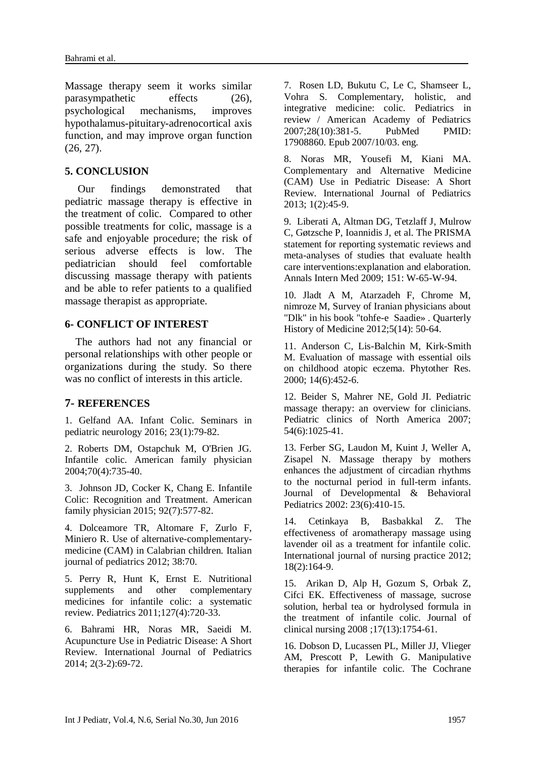Massage therapy seem it works similar parasympathetic effects (26), psychological mechanisms, improves hypothalamus-pituitary-adrenocortical axis function, and may improve organ function (26, 27).

## 5. CONCLUSION

Our findings demonstrated that pediatric massage therapy is effective in the treatment of colic. Compared to other possible treatments for colic, massage is a safe and enjoyable procedure; the risk of serious adverse effects is low. The pediatrician should feel comfortable discussing massage therapy with patients and be able to refer patients to a qualified massage therapist as appropriate.

## 6- CONFLICT OF INTEREST

The authors had not any financial or personal relationships with other people or organizations during the study. So there was no conflict of interests in this article.

## 7- REFERENCES

1. Gelfand AA. Infant Colic. Seminars in pediatric neurology 2016; 23(1):79-82.

2. Roberts DM, Ostapchuk M, O'Brien JG. Infantile colic. American family physician 2004;70(4):735-40.

3. Johnson JD, Cocker K, Chang E. Infantile Colic: Recognition and Treatment. American family physician 2015; 92(7):577-82.

4. Dolceamore TR, Altomare F, Zurlo F, Miniero R. Use of alternative-complementary-medicine (CAM) in Calabrian children. Italian journal of pediatrics 2012; 38:70.

5. Perry R, Hunt K, Ernst E. Nutritional supplements and other complementary medicines for infantile colic: a systematic review. Pediatrics 2011;127(4):720-33.

6. Bahrami HR, Noras MR, Saeidi M. Acupuncture Use in Pediatric Disease: A Short Review. International Journal of Pediatrics 2014; 2(3-2):69-72.

7. Rosen LD, Bukutu C, Le C, Shamseer L, Vohra S. Complementary, holistic, and integrative medicine: colic. Pediatrics in review / American Academy of Pediatrics 2007;28(10):381-5. PubMed PMID: 17908860. Epub 2007/10/03. eng.

8. Noras MR, Yousefi M, Kiani MA. Complementary and Alternative Medicine (CAM) Use in Pediatric Disease: A Short Review. International Journal of Pediatrics 2013; 1(2):45-9.

9. Liberati A, Altman DG, Tetzlaff J, Mulrow C, Gøtzsche P, Ioannidis J, et al. The PRISMA statement for reporting systematic reviews and meta-analyses of studies that evaluate health care interventions:explanation and elaboration. Annals Intern Med 2009; 151: W-65-W-94.

10. Jladt A M, Atarzadeh F, Chrome M, nimroze M, Survey of Iranian physicians about "Dlk" in his book "tohfe-e Saadie» . Quarterly History of Medicine 2012;5(14): 50-64.

11. Anderson C, Lis-Balchin M, Kirk-Smith M. Evaluation of massage with essential oils on childhood atopic eczema. Phytother Res. 2000; 14(6):452-6.

12. Beider S, Mahrer NE, Gold JI. Pediatric massage therapy: an overview for clinicians. Pediatric clinics of North America 2007; 54(6):1025-41.

13. Ferber SG, Laudon M, Kuint J, Weller A, Zisapel N. Massage therapy by mothers enhances the adjustment of circadian rhythms to the nocturnal period in full-term infants. Journal of Developmental & Behavioral Pediatrics 2002: 23(6):410-15.

14. Cetinkaya B, Basbakkal Z. The effectiveness of aromatherapy massage using lavender oil as a treatment for infantile colic. International journal of nursing practice 2012; 18(2):164-9.

15. Arikan D, Alp H, Gozum S, Orbak Z, Cifci EK. Effectiveness of massage, sucrose solution, herbal tea or hydrolysed formula in the treatment of infantile colic. Journal of clinical nursing 2008 ;17(13):1754-61.

16. Dobson D, Lucassen PL, Miller JJ, Vlieger AM, Prescott P, Lewith G. Manipulative therapies for infantile colic. The Cochrane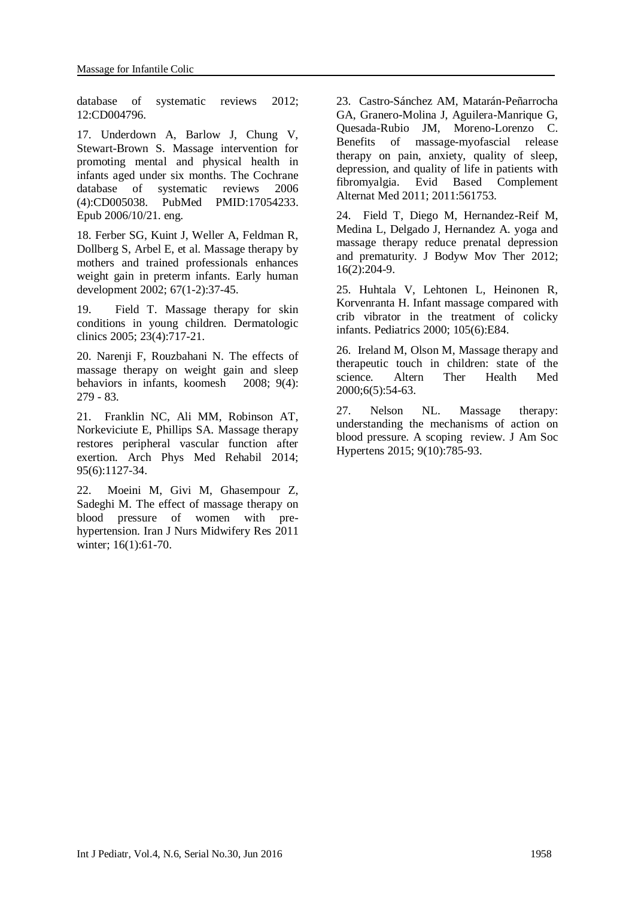database of systematic reviews 2012; 12:CD004796.

17. Underdown A, Barlow J, Chung V, Stewart-Brown S. Massage intervention for promoting mental and physical health in infants aged under six months. The Cochrane database of systematic reviews 2006 (4):CD005038. PubMed PMID:17054233. Epub 2006/10/21. eng.

18. Ferber SG, Kuint J, Weller A, Feldman R, Dollberg S, Arbel E, et al. Massage therapy by mothers and trained professionals enhances weight gain in preterm infants. Early human development 2002; 67(1-2):37-45.

19. Field T. Massage therapy for skin conditions in young children. Dermatologic clinics 2005; 23(4):717-21.

20. Narenji F, Rouzbahani N. The effects of massage therapy on weight gain and sleep behaviors in infants, koomesh 2008; 9(4): 279 - 83.

21. Franklin NC, Ali MM, Robinson AT, Norkeviciute E, Phillips SA. Massage therapy restores peripheral vascular function after exertion. Arch Phys Med Rehabil 2014; 95(6):1127-34.

22. Moeini M, Givi M, Ghasempour Z, Sadeghi M. The effect of massage therapy on blood pressure of women with pre-hypertension. Iran J Nurs Midwifery Res 2011 winter; 16(1):61-70.

23. Castro-Sánchez AM, Matarán-Peñarrocha GA, Granero-Molina J, Aguilera-Manrique G, Quesada-Rubio JM, Moreno-Lorenzo C. Benefits of massage-myofascial release therapy on pain, anxiety, quality of sleep, depression, and quality of life in patients with fibromyalgia. Evid Based Complement Alternat Med 2011; 2011:561753.

24. Field T, Diego M, Hernandez-Reif M, Medina L, Delgado J, Hernandez A. yoga and massage therapy reduce prenatal depression and prematurity. J Bodyw Mov Ther 2012; 16(2):204-9.

25. Huhtala V, Lehtonen L, Heinonen R, Korvenranta H. Infant massage compared with crib vibrator in the treatment of colicky infants. Pediatrics 2000; 105(6):E84.

26. Ireland M, Olson M, Massage therapy and therapeutic touch in children: state of the science. Altern Ther Health Med 2000;6(5):54-63.

27. Nelson NL. Massage therapy: understanding the mechanisms of action on blood pressure. A scoping review. J Am Soc Hypertens 2015; 9(10):785-93.